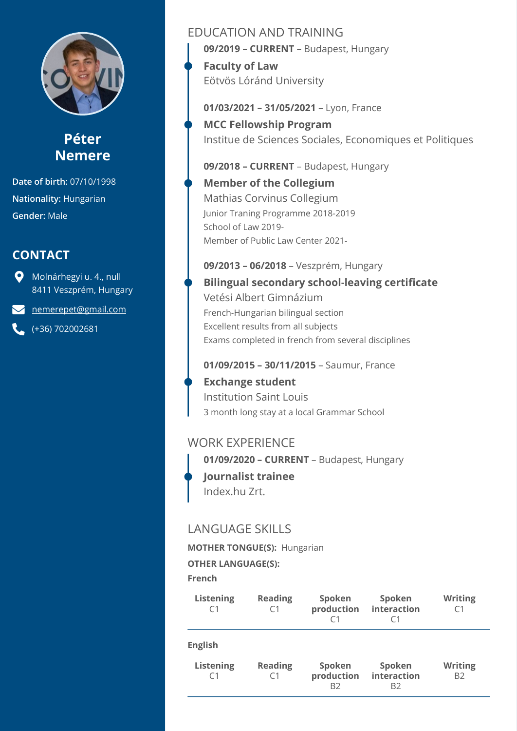# Péter Nemere

**Date of birth:** 07/10/1998

**Nationality:** Hungarian

**Gender:** Male

## CONTACT

Molnárhegyi u. 4., null
8411 Veszprém, Hungary

nemerepet@gmail.com

(+36) 702002681

## EDUCATION AND TRAINING

**09/2019 – CURRENT** – Budapest, Hungary

**Faculty of Law**
Eötvös Lóránd University

**01/03/2021 – 31/05/2021** – Lyon, France

**MCC Fellowship Program**
Institue de Sciences Sociales, Economiques et Politiques

**09/2018 – CURRENT** – Budapest, Hungary

**Member of the Collegium**
Mathias Corvinus Collegium

Junior Traning Programme 2018-2019
School of Law 2019-
Member of Public Law Center 2021-

**09/2013 – 06/2018** – Veszprém, Hungary

**Bilingual secondary school-leaving certificate**
Vetési Albert Gimnázium

French-Hungarian bilingual section
Excellent results from all subjects
Exams completed in french from several disciplines

**01/09/2015 – 30/11/2015** – Saumur, France

**Exchange student**
Institution Saint Louis

3 month long stay at a local Grammar School

## WORK EXPERIENCE

**01/09/2020 – CURRENT** – Budapest, Hungary

**Journalist trainee**
Index.hu Zrt.

## LANGUAGE SKILLS

**MOTHER TONGUE(S):** Hungarian

**OTHER LANGUAGE(S):**

**French**

| Listening | Reading | Spoken production | Spoken interaction | Writing |
|---|---|---|---|---|
| C1 | C1 | C1 | C1 | C1 |

**English**

| Listening | Reading | Spoken production | Spoken interaction | Writing |
|---|---|---|---|---|
| C1 | C1 | B2 | B2 | B2 |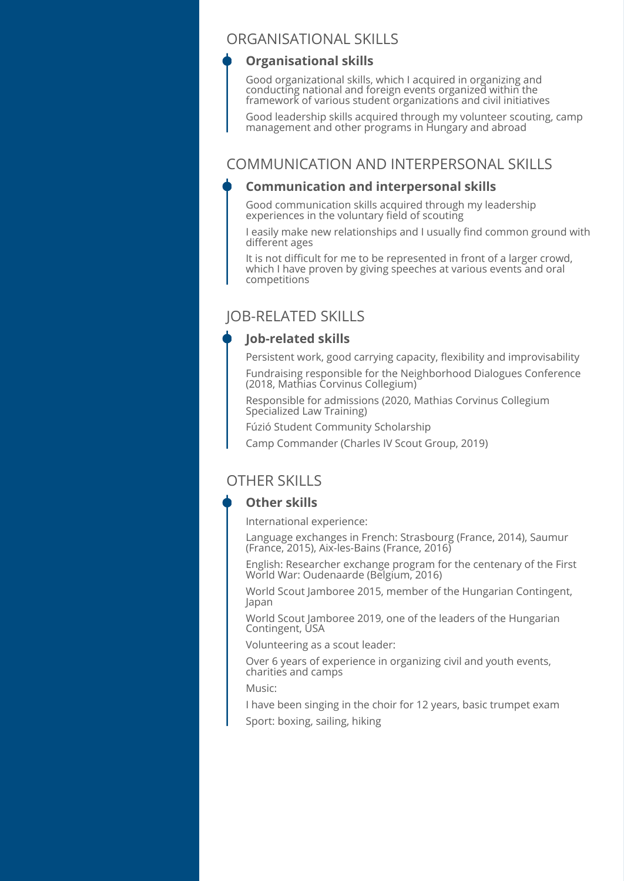## ORGANISATIONAL SKILLS

### Organisational skills

Good organizational skills, which I acquired in organizing and conducting national and foreign events organized within the framework of various student organizations and civil initiatives

Good leadership skills acquired through my volunteer scouting, camp management and other programs in Hungary and abroad

## COMMUNICATION AND INTERPERSONAL SKILLS

### Communication and interpersonal skills

Good communication skills acquired through my leadership experiences in the voluntary field of scouting

I easily make new relationships and I usually find common ground with different ages

It is not difficult for me to be represented in front of a larger crowd, which I have proven by giving speeches at various events and oral competitions

## JOB-RELATED SKILLS

### Job-related skills

Persistent work, good carrying capacity, flexibility and improvisability

Fundraising responsible for the Neighborhood Dialogues Conference (2018, Mathias Corvinus Collegium)

Responsible for admissions (2020, Mathias Corvinus Collegium Specialized Law Training)

Fúzió Student Community Scholarship

Camp Commander (Charles IV Scout Group, 2019)

## OTHER SKILLS

### Other skills

International experience:

Language exchanges in French: Strasbourg (France, 2014), Saumur (France, 2015), Aix-les-Bains (France, 2016)

English: Researcher exchange program for the centenary of the First World War: Oudenaarde (Belgium, 2016)

World Scout Jamboree 2015, member of the Hungarian Contingent, Japan

World Scout Jamboree 2019, one of the leaders of the Hungarian Contingent, USA

Volunteering as a scout leader:

Over 6 years of experience in organizing civil and youth events, charities and camps

Music:

I have been singing in the choir for 12 years, basic trumpet exam

Sport: boxing, sailing, hiking